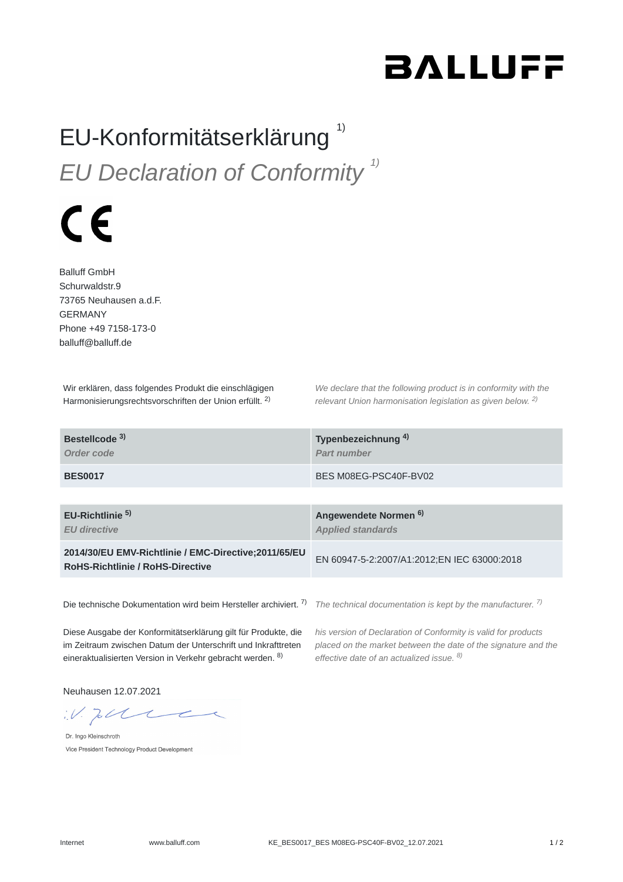BALLUFF

# EU-Konformitätserklärung [1)]

# *EU Declaration of Conformity [1)]*

CE

Balluff GmbH
Schurwaldstr.9
73765 Neuhausen a.d.F.
GERMANY
Phone +49 7158-173-0
balluff@balluff.de

Wir erklären, dass folgendes Produkt die einschlägigen Harmonisierungsrechtsvorschriften der Union erfüllt. [2)]

*We declare that the following product is in conformity with the relevant Union harmonisation legislation as given below. [2)]*

| **Bestellcode [3)]** *Order code* | **Typenbezeichnung [4)]** *Part number* |
|---|---|
| **BES0017** | BES M08EG-PSC40F-BV02 |

| **EU-Richtlinie [5)]** *EU directive* | **Angewendete Normen [6)]** *Applied standards* |
|---|---|
| **2014/30/EU EMV-Richtlinie / EMC-Directive;2011/65/EU RoHS-Richtlinie / RoHS-Directive** | EN 60947-5-2:2007/A1:2012;EN IEC 63000:2018 |

Die technische Dokumentation wird beim Hersteller archiviert. [7)]

*The technical documentation is kept by the manufacturer. [7)]*

Diese Ausgabe der Konformitätserklärung gilt für Produkte, die im Zeitraum zwischen Datum der Unterschrift und Inkrafttreten eineraktualisierten Version in Verkehr gebracht werden. [8)]

*his version of Declaration of Conformity is valid for products placed on the market between the date of the signature and the effective date of an actualized issue. [8)]*

Neuhausen 12.07.2021

i.V.

Dr. Ingo Kleinschroth
Vice President Technology Product Development

Internet www.balluff.com KE_BES0017_BES M08EG-PSC40F-BV02_12.07.2021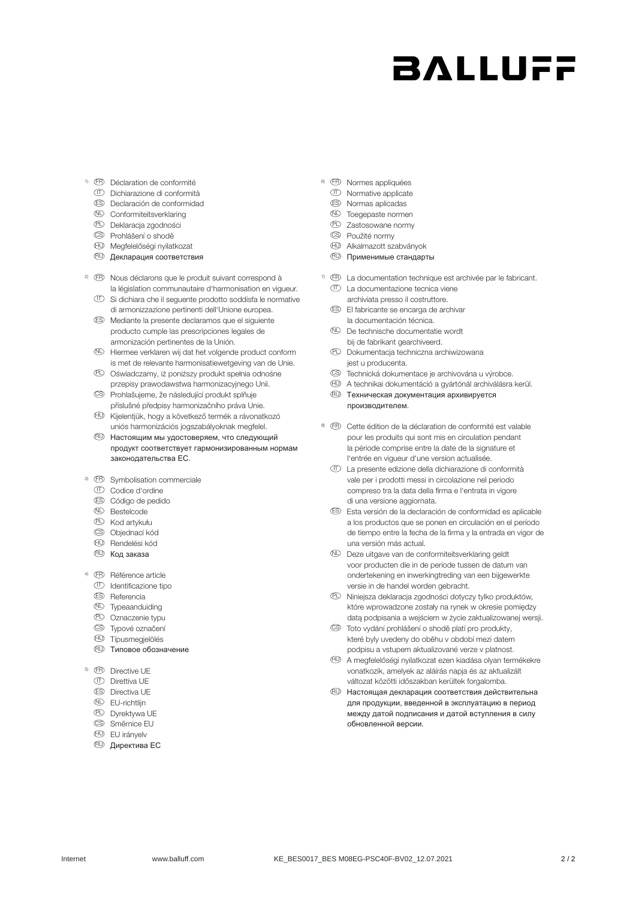BALLUFF

1) (FR) Déclaration de conformité
(IT) Dichiarazione di conformità
(ES) Declaración de conformidad
(NL) Conformiteitsverklaring
(PL) Deklaracja zgodności
(CS) Prohlášení o shodě
(HU) Megfelelőségi nyilatkozat
(RU) Декларация соответствия

2) (FR) Nous déclarons que le produit suivant correspond à la législation communautaire d'harmonisation en vigueur.
(IT) Si dichiara che il seguente prodotto soddisfa le normative di armonizzazione pertinenti dell'Unione europea.
(ES) Mediante la presente declaramos que el siguiente producto cumple las prescripciones legales de armonización pertinentes de la Unión.
(NL) Hiermee verklaren wij dat het volgende product conform is met de relevante harmonisatiewetgeving van de Unie.
(PL) Oświadczamy, iż poniższy produkt spełnia odnośne przepisy prawodawstwa harmonizacyjnego Unii.
(CS) Prohlašujeme, že následující produkt splňuje příslušné předpisy harmonizačního práva Unie.
(HU) Kijelentjük, hogy a következő termék a rávonatkozó uniós harmonizációs jogszabályoknak megfelel.
(RU) Настоящим мы удостоверяем, что следующий продукт соответствует гармонизированным нормам законодательства ЕС.

3) (FR) Symbolisation commerciale
(IT) Codice d'ordine
(ES) Código de pedido
(NL) Bestelcode
(PL) Kod artykułu
(CS) Objednací kód
(HU) Rendelési kód
(RU) Код заказа

4) (FR) Référence article
(IT) Identificazione tipo
(ES) Referencia
(NL) Typeaanduiding
(PL) Oznaczenie typu
(CS) Typové označení
(HU) Típusmegjelölés
(RU) Типовое обозначение

5) (FR) Directive UE
(IT) Direttiva UE
(ES) Directiva UE
(NL) EU-richtlijn
(PL) Dyrektywa UE
(CS) Směrnice EU
(HU) EU irányelv
(RU) Директива ЕС

6) (FR) Normes appliquées
(IT) Normative applicate
(ES) Normas aplicadas
(NL) Toegepaste normen
(PL) Zastosowane normy
(CS) Použité normy
(HU) Alkalmazott szabványok
(RU) Применимые стандарты

7) (FR) La documentation technique est archivée par le fabricant.
(IT) La documentazione tecnica viene archiviata presso il costruttore.
(ES) El fabricante se encarga de archivar la documentación técnica.
(NL) De technische documentatie wordt bij de fabrikant gearchiveerd.
(PL) Dokumentacja techniczna archiwizowana jest u producenta.
(CS) Technická dokumentace je archivována u výrobce.
(HU) A technikai dokumentáció a gyártónál archiválásra kerül.
(RU) Техническая документация архивируется производителем.

8) (FR) Cette édition de la déclaration de conformité est valable pour les produits qui sont mis en circulation pendant la période comprise entre la date de la signature et l'entrée en vigueur d'une version actualisée.
(IT) La presente edizione della dichiarazione di conformità vale per i prodotti messi in circolazione nel periodo compreso tra la data della firma e l'entrata in vigore di una versione aggiornata.
(ES) Esta versión de la declaración de conformidad es aplicable a los productos que se ponen en circulación en el período de tiempo entre la fecha de la firma y la entrada en vigor de una versión más actual.
(NL) Deze uitgave van de conformiteitsverklaring geldt voor producten die in de periode tussen de datum van ondertekening en inwerkingtreding van een bijgewerkte versie in de handel worden gebracht.
(PL) Niniejsza deklaracja zgodności dotyczy tylko produktów, które wprowadzone zostały na rynek w okresie pomiędzy datą podpisania a wejściem w życie zaktualizowanej wersji.
(CS) Toto vydání prohlášení o shodě platí pro produkty, které byly uvedeny do oběhu v období mezi datem podpisu a vstupem aktualizované verze v platnost.
(HU) A megfelelőségi nyilatkozat ezen kiadása olyan termékekre vonatkozik, amelyek az aláírás napja és az aktualizált változat közötti időszakban kerültek forgalomba.
(RU) Настоящая декларация соответствия действительна для продукции, введенной в эксплуатацию в период между датой подписания и датой вступления в силу обновленной версии.

Internet www.balluff.com KE_BES0017_BES M08EG-PSC40F-BV02_12.07.2021